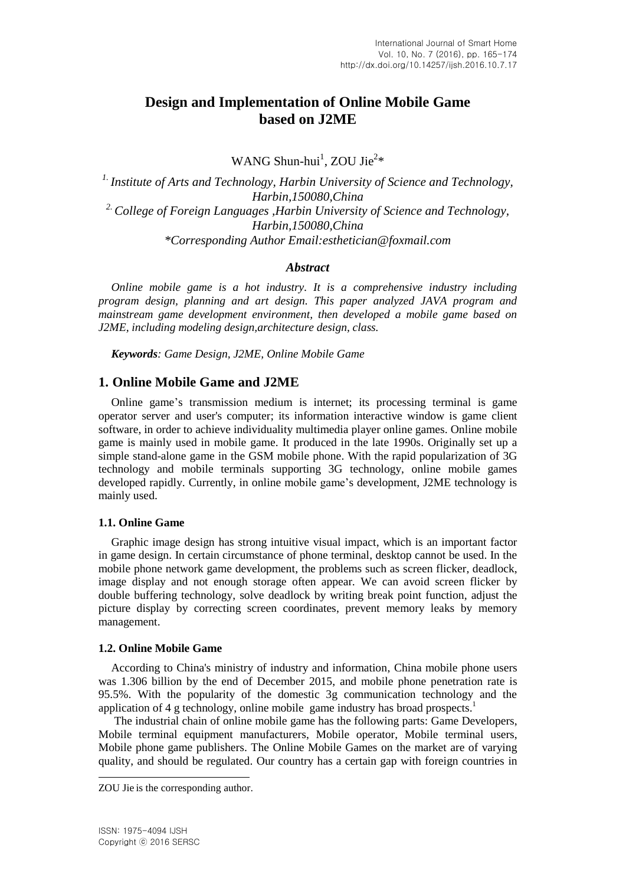# Design and Implementation of Online Mobile Game based on J2ME

WANG Shun-hui[1], ZOU Jie[2]*

[1.] *Institute of Arts and Technology, Harbin University of Science and Technology, Harbin,150080,China*
[2.] *College of Foreign Languages ,Harbin University of Science and Technology, Harbin,150080,China*
*\*Corresponding Author Email:esthetician@foxmail.com*

### *Abstract*

*Online mobile game is a hot industry. It is a comprehensive industry including program design, planning and art design. This paper analyzed JAVA program and mainstream game development environment, then developed a mobile game based on J2ME, including modeling design,architecture design, class.*

***Keywords**: Game Design, J2ME, Online Mobile Game*

## 1. Online Mobile Game and J2ME

Online game's transmission medium is internet; its processing terminal is game operator server and user's computer; its information interactive window is game client software, in order to achieve individuality multimedia player online games. Online mobile game is mainly used in mobile game. It produced in the late 1990s. Originally set up a simple stand-alone game in the GSM mobile phone. With the rapid popularization of 3G technology and mobile terminals supporting 3G technology, online mobile games developed rapidly. Currently, in online mobile game's development, J2ME technology is mainly used.

### 1.1. Online Game

Graphic image design has strong intuitive visual impact, which is an important factor in game design. In certain circumstance of phone terminal, desktop cannot be used. In the mobile phone network game development, the problems such as screen flicker, deadlock, image display and not enough storage often appear. We can avoid screen flicker by double buffering technology, solve deadlock by writing break point function, adjust the picture display by correcting screen coordinates, prevent memory leaks by memory management.

### 1.2. Online Mobile Game

According to China's ministry of industry and information, China mobile phone users was 1.306 billion by the end of December 2015, and mobile phone penetration rate is 95.5%. With the popularity of the domestic 3g communication technology and the application of 4 g technology, online mobile game industry has broad prospects.[1]

The industrial chain of online mobile game has the following parts: Game Developers, Mobile terminal equipment manufacturers, Mobile operator, Mobile terminal users, Mobile phone game publishers. The Online Mobile Games on the market are of varying quality, and should be regulated. Our country has a certain gap with foreign countries in

ZOU Jie is the corresponding author.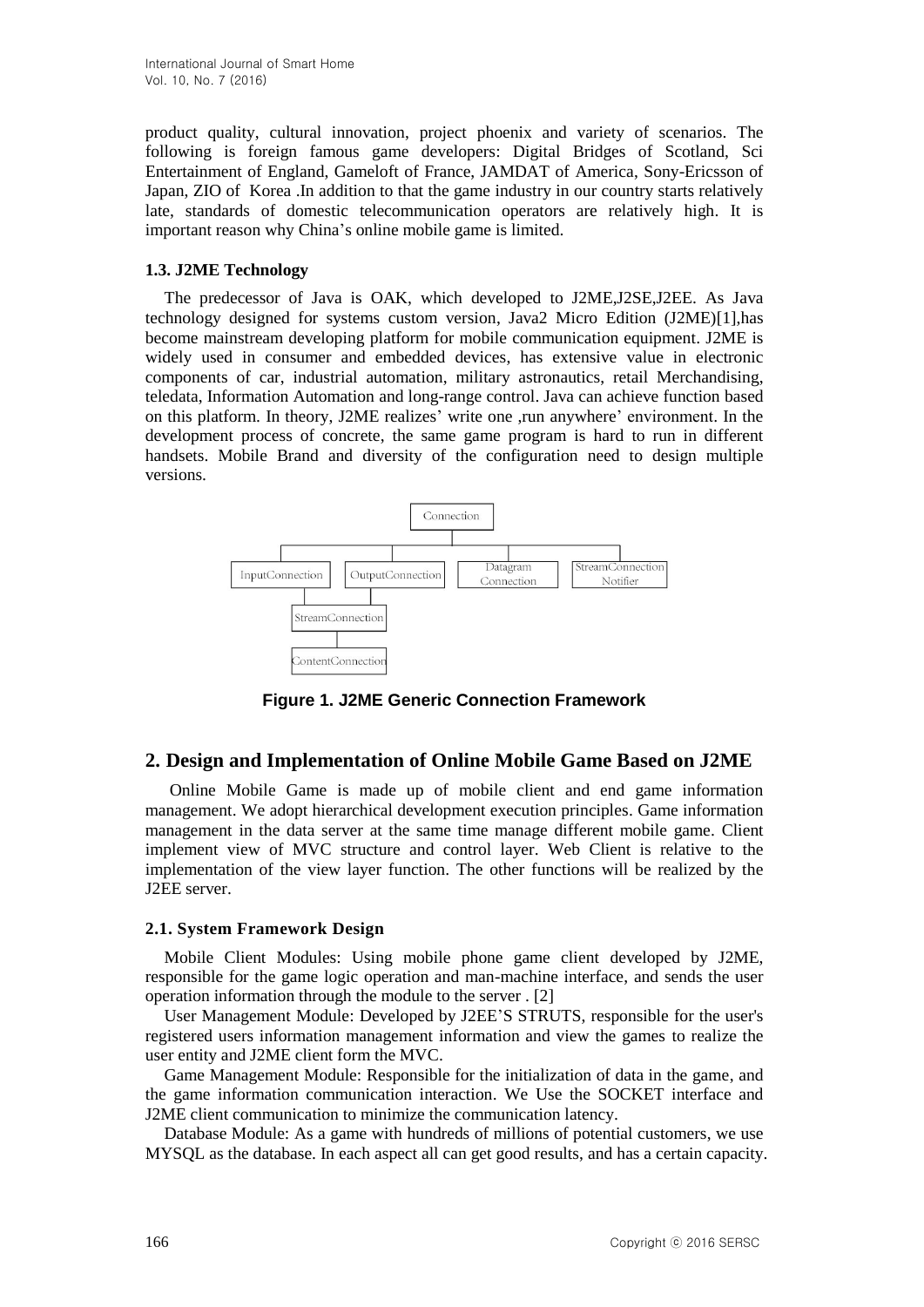product quality, cultural innovation, project phoenix and variety of scenarios. The following is foreign famous game developers: Digital Bridges of Scotland, Sci Entertainment of England, Gameloft of France, JAMDAT of America, Sony-Ericsson of Japan, ZIO of Korea .In addition to that the game industry in our country starts relatively late, standards of domestic telecommunication operators are relatively high. It is important reason why China's online mobile game is limited.

### 1.3. J2ME Technology

The predecessor of Java is OAK, which developed to J2ME,J2SE,J2EE. As Java technology designed for systems custom version, Java2 Micro Edition (J2ME)[1],has become mainstream developing platform for mobile communication equipment. J2ME is widely used in consumer and embedded devices, has extensive value in electronic components of car, industrial automation, military astronautics, retail Merchandising, teledata, Information Automation and long-range control. Java can achieve function based on this platform. In theory, J2ME realizes' write one ,run anywhere' environment. In the development process of concrete, the same game program is hard to run in different handsets. Mobile Brand and diversity of the configuration need to design multiple versions.

**Figure 1. J2ME Generic Connection Framework**

## 2. Design and Implementation of Online Mobile Game Based on J2ME

Online Mobile Game is made up of mobile client and end game information management. We adopt hierarchical development execution principles. Game information management in the data server at the same time manage different mobile game. Client implement view of MVC structure and control layer. Web Client is relative to the implementation of the view layer function. The other functions will be realized by the J2EE server.

### 2.1. System Framework Design

Mobile Client Modules: Using mobile phone game client developed by J2ME, responsible for the game logic operation and man-machine interface, and sends the user operation information through the module to the server . [2]

User Management Module: Developed by J2EE'S STRUTS, responsible for the user's registered users information management information and view the games to realize the user entity and J2ME client form the MVC.

Game Management Module: Responsible for the initialization of data in the game, and the game information communication interaction. We Use the SOCKET interface and J2ME client communication to minimize the communication latency.

Database Module: As a game with hundreds of millions of potential customers, we use MYSQL as the database. In each aspect all can get good results, and has a certain capacity.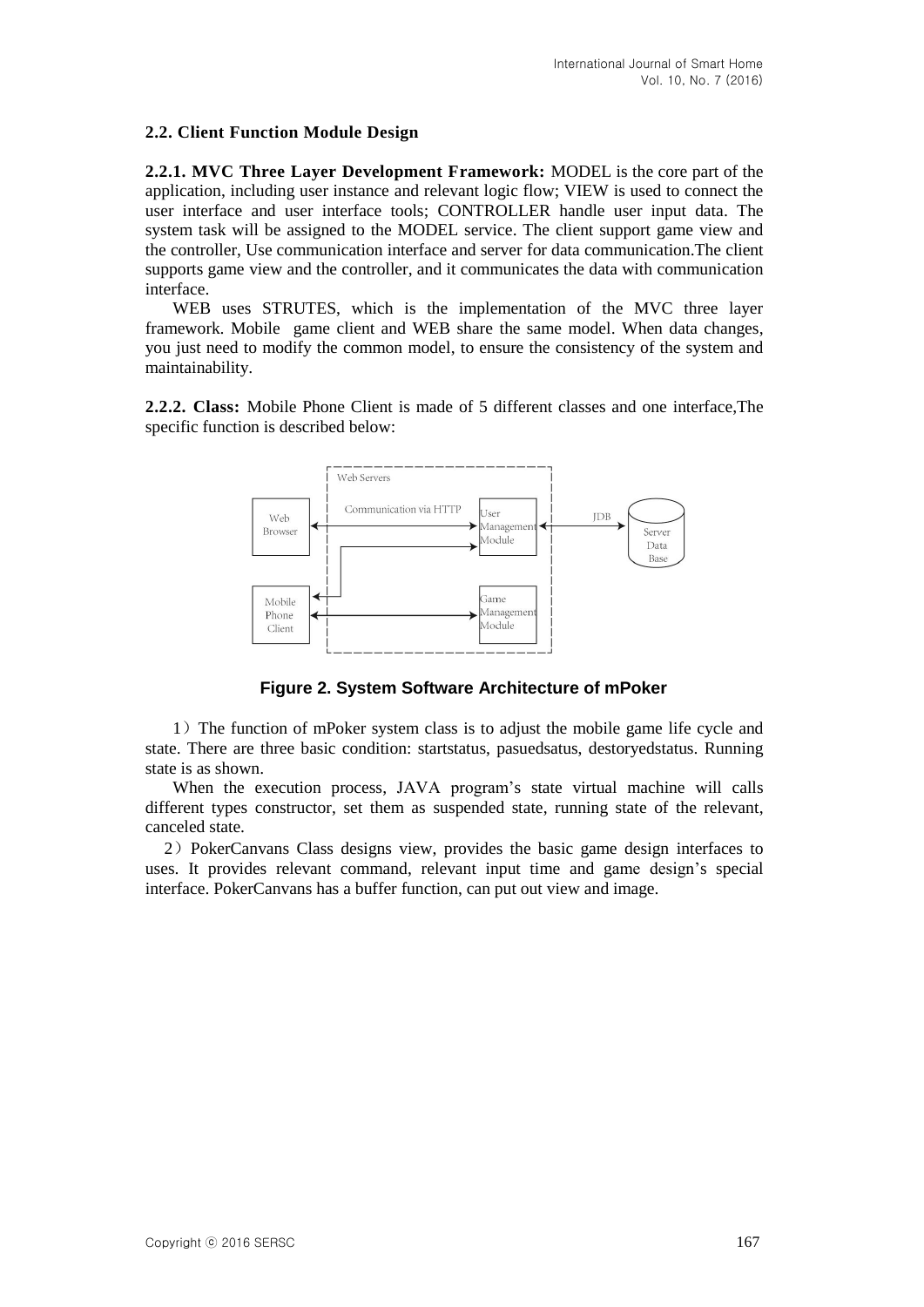### 2.2. Client Function Module Design

**2.2.1. MVC Three Layer Development Framework:** MODEL is the core part of the application, including user instance and relevant logic flow; VIEW is used to connect the user interface and user interface tools; CONTROLLER handle user input data. The system task will be assigned to the MODEL service. The client support game view and the controller, Use communication interface and server for data communication.The client supports game view and the controller, and it communicates the data with communication interface.

WEB uses STRUTES, which is the implementation of the MVC three layer framework. Mobile game client and WEB share the same model. When data changes, you just need to modify the common model, to ensure the consistency of the system and maintainability.

**2.2.2. Class:** Mobile Phone Client is made of 5 different classes and one interface,The specific function is described below:

**Figure 2. System Software Architecture of mPoker**

1）The function of mPoker system class is to adjust the mobile game life cycle and state. There are three basic condition: startstatus, pasuedsatus, destoryedstatus. Running state is as shown.

When the execution process, JAVA program's state virtual machine will calls different types constructor, set them as suspended state, running state of the relevant, canceled state.

2）PokerCanvans Class designs view, provides the basic game design interfaces to uses. It provides relevant command, relevant input time and game design's special interface. PokerCanvans has a buffer function, can put out view and image.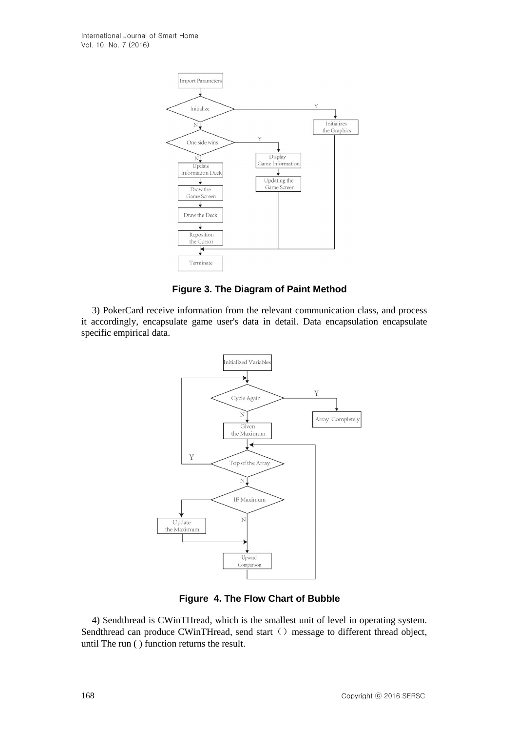**Figure 3. The Diagram of Paint Method**

3) PokerCard receive information from the relevant communication class, and process it accordingly, encapsulate game user's data in detail. Data encapsulation encapsulate specific empirical data.

**Figure 4. The Flow Chart of Bubble**

4) Sendthread is CWinTHread, which is the smallest unit of level in operating system. Sendthread can produce CWinTHread, send start（）message to different thread object, until The run ( ) function returns the result.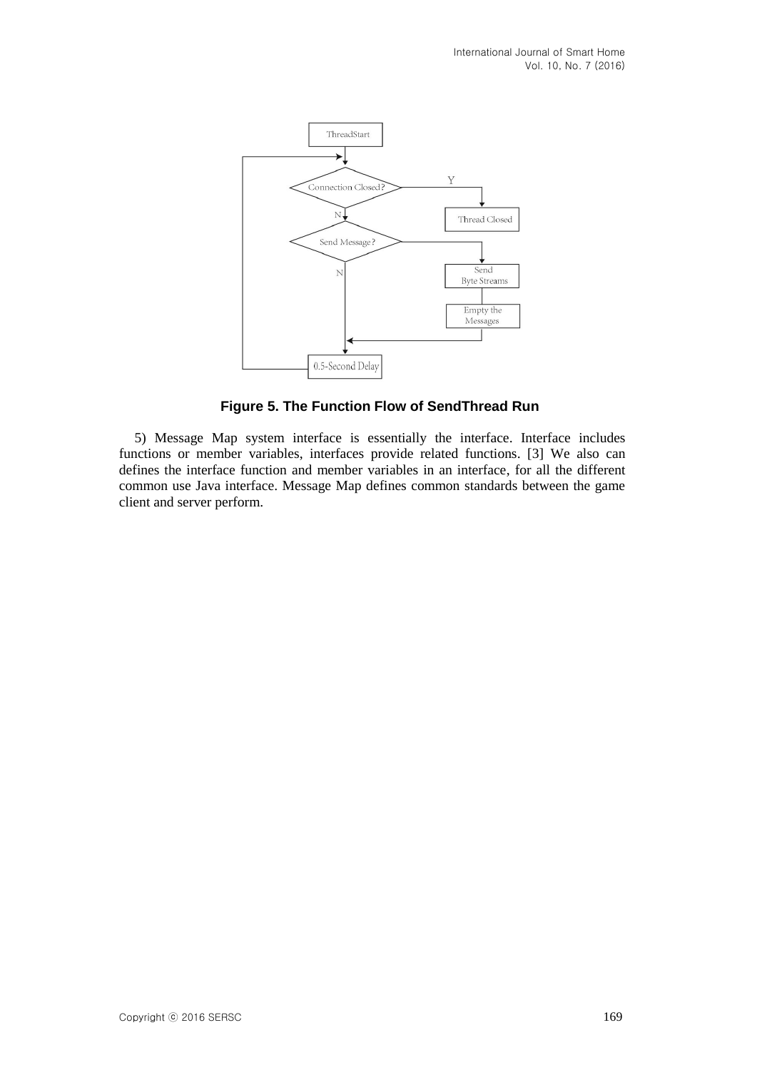Figure 5. The Function Flow of SendThread Run

5) Message Map system interface is essentially the interface. Interface includes functions or member variables, interfaces provide related functions. [3] We also can defines the interface function and member variables in an interface, for all the different common use Java interface. Message Map defines common standards between the game client and server perform.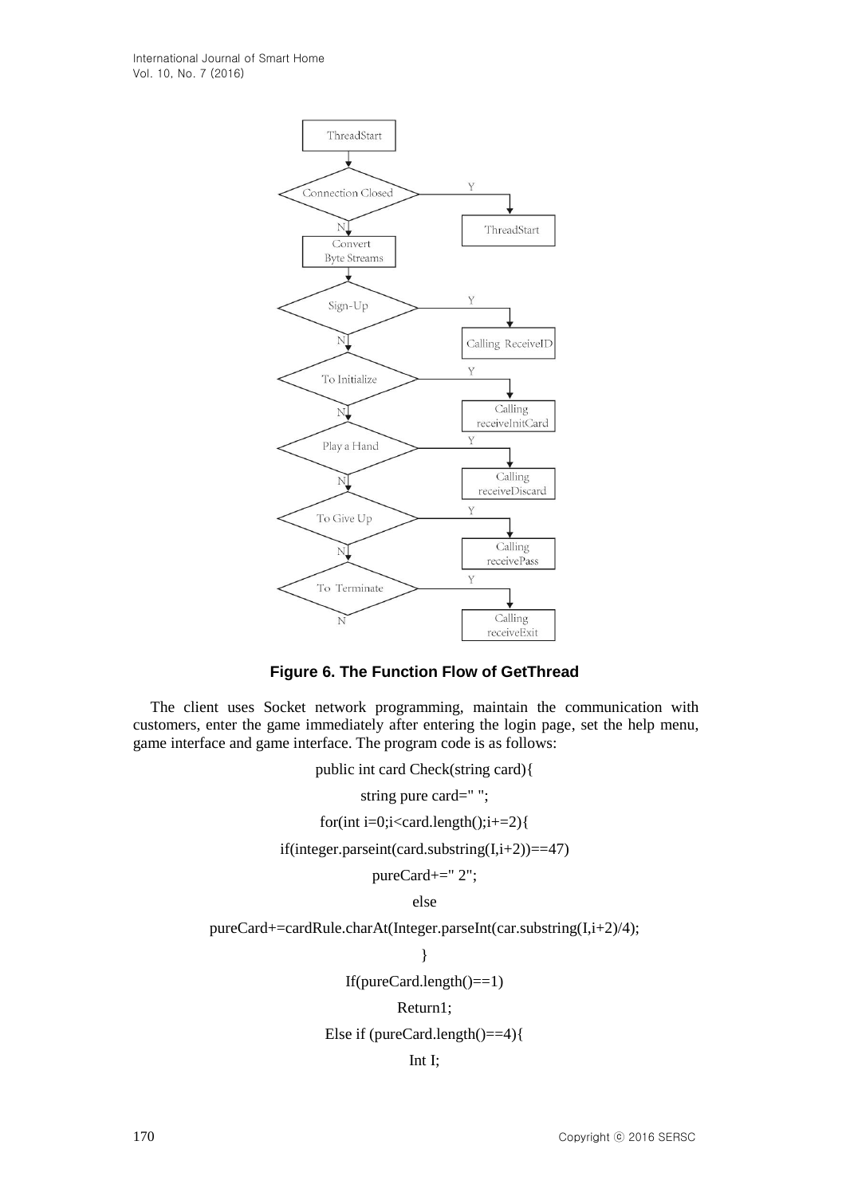**Figure 6. The Function Flow of GetThread**

The client uses Socket network programming, maintain the communication with customers, enter the game immediately after entering the login page, set the help menu, game interface and game interface. The program code is as follows:

```
public int card Check(string card){
string pure card=" ";
for(int i=0;i<card.length();i+=2){
if(integer.parseint(card.substring(I,i+2))==47)
pureCard+=" 2";
else
pureCard+=cardRule.charAt(Integer.parseInt(car.substring(I,i+2)/4);
}
If(pureCard.length()==1)
Return1;
Else if (pureCard.length()==4){
Int I;
```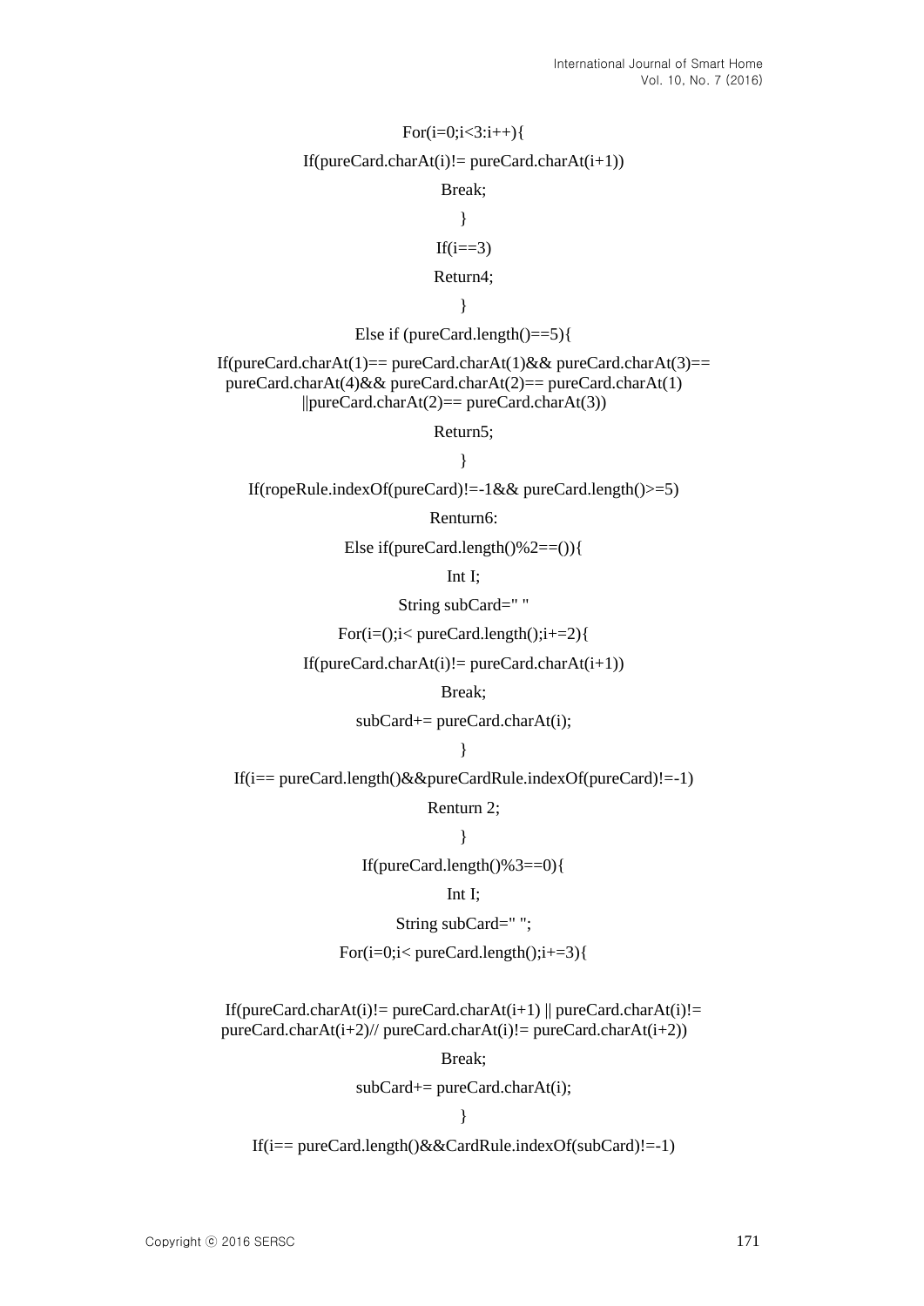```
For(i=0;i<3:i++){
If(pureCard.charAt(i)!= pureCard.charAt(i+1))
Break;
}
If(i==3)
Return4;
}
Else if (pureCard.length()==5){
If(pureCard.charAt(1)== pureCard.charAt(1)&& pureCard.charAt(3)==
pureCard.charAt(4)&& pureCard.charAt(2)== pureCard.charAt(1)
||pureCard.charAt(2)== pureCard.charAt(3))
Return5;
}
If(ropeRule.indexOf(pureCard)!=-1&& pureCard.length()>=5)
Renturn6:
Else if(pureCard.length()%2==()){
Int I;
String subCard=" "
For(i=();i< pureCard.length();i+=2){
If(pureCard.charAt(i)!= pureCard.charAt(i+1))
Break;
subCard+= pureCard.charAt(i);
}
If(i== pureCard.length()&&pureCardRule.indexOf(pureCard)!=-1)
Renturn 2;
}
If(pureCard.length()%3==0){
Int I;
String subCard=" ";
For(i=0;i< pureCard.length();i+=3){

If(pureCard.charAt(i)!= pureCard.charAt(i+1) || pureCard.charAt(i)!=
pureCard.charAt(i+2)// pureCard.charAt(i)!= pureCard.charAt(i+2))
Break;
subCard+= pureCard.charAt(i);
}
If(i== pureCard.length()&&CardRule.indexOf(subCard)!=-1)
```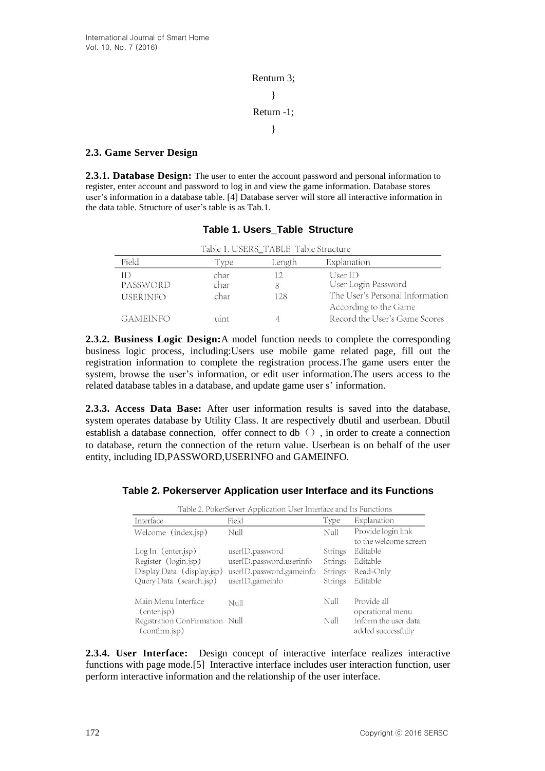```
Renturn 3;
}
Return -1;
}
```

### 2.3. Game Server Design

**2.3.1. Database Design:** The user to enter the account password and personal information to register, enter account and password to log in and view the game information. Database stores user's information in a database table. [4] Database server will store all interactive information in the data table. Structure of user's table is as Tab.1.

**Table 1. Users_Table Structure**

Table 1. USERS_TABLE Table Structure

| Field | Type | Length | Explanation |
|---|---|---|---|
| ID | char | 12 | User ID |
| PASSWORD | char | 8 | User Login Password |
| USERINFO | char | 128 | The User's Personal Information According to the Game |
| GAMEINFO | uint | 4 | Record the User's Game Scores |

**2.3.2. Business Logic Design:** A model function needs to complete the corresponding business logic process, including:Users use mobile game related page, fill out the registration information to complete the registration process.The game users enter the system, browse the user's information, or edit user information.The users access to the related database tables in a database, and update game user s' information.

**2.3.3. Access Data Base:** After user information results is saved into the database, system operates database by Utility Class. It are respectively dbutil and userbean. Dbutil establish a database connection, offer connect to db（）, in order to create a connection to database, return the connection of the return value. Userbean is on behalf of the user entity, including ID,PASSWORD,USERINFO and GAMEINFO.

**Table 2. Pokerserver Application user Interface and its Functions**

Table 2. PokerServer Application User Interface and Its Functions

| Interface | Field | Type | Explanation |
|---|---|---|---|
| Welcome（index.jsp） | Null | Null | Provide login link to the welcome screen |
| Log In（enter.jsp） | userID.password | Strings | Editable |
| Register（login.jsp） | userID.password.userinfo | Strings | Editable |
| Display Data（display.jsp） | userID.password.gameinfo | Strings | Read-Only |
| Query Data（search.jsp） | userID.gameinfo | Strings | Editable |
| Main Menu Interface（enter.jsp） | Null | Null | Provide all operational menu |
| Registration ConFirmation（confirm.jsp） | Null | Null | Inform the user data added successfully |

**2.3.4. User Interface:** Design concept of interactive interface realizes interactive functions with page mode.[5] Interactive interface includes user interaction function, user perform interactive information and the relationship of the user interface.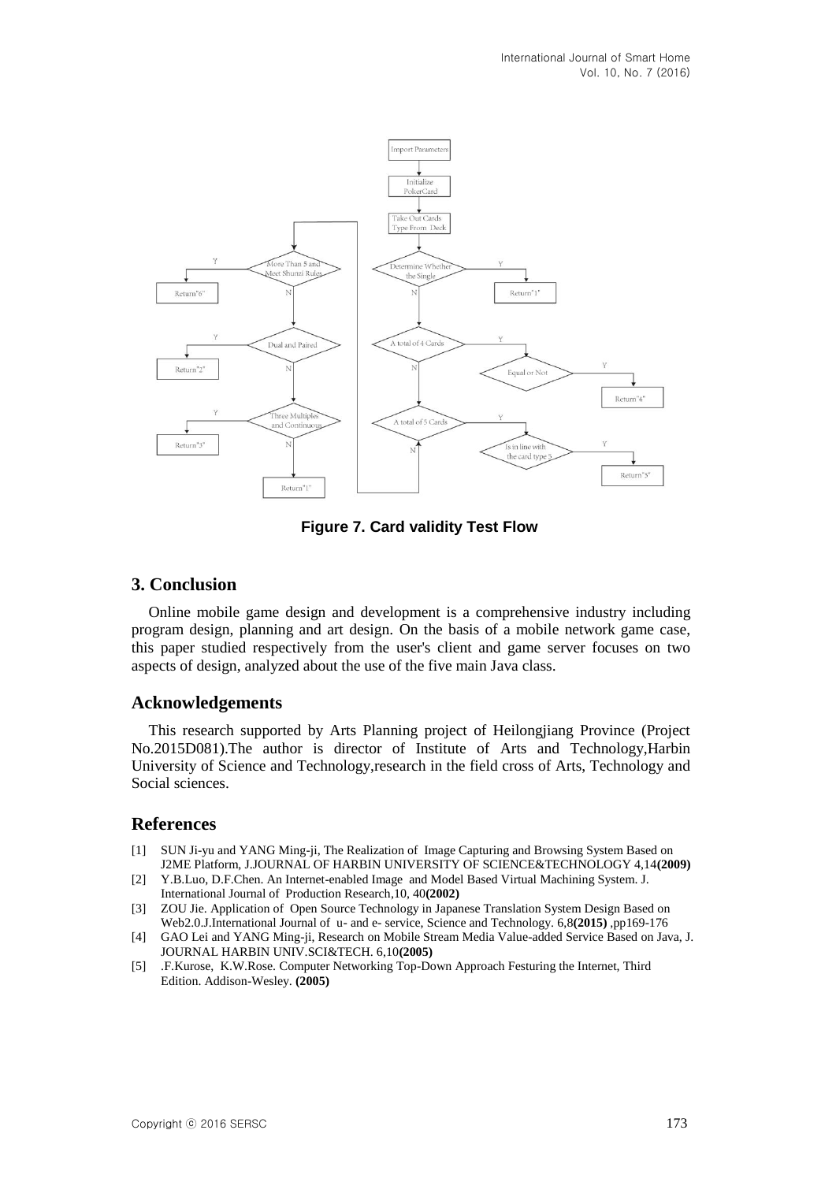**Figure 7. Card validity Test Flow**

## 3. Conclusion

Online mobile game design and development is a comprehensive industry including program design, planning and art design. On the basis of a mobile network game case, this paper studied respectively from the user's client and game server focuses on two aspects of design, analyzed about the use of the five main Java class.

## Acknowledgements

This research supported by Arts Planning project of Heilongjiang Province (Project No.2015D081).The author is director of Institute of Arts and Technology,Harbin University of Science and Technology,research in the field cross of Arts, Technology and Social sciences.

## References

[1] SUN Ji-yu and YANG Ming-ji, The Realization of Image Capturing and Browsing System Based on J2ME Platform, J.JOURNAL OF HARBIN UNIVERSITY OF SCIENCE&TECHNOLOGY 4,14**(2009)**

[2] Y.B.Luo, D.F.Chen. An Internet-enabled Image and Model Based Virtual Machining System. J. International Journal of Production Research,10, 40**(2002)**

[3] ZOU Jie. Application of Open Source Technology in Japanese Translation System Design Based on Web2.0.J.International Journal of u- and e- service, Science and Technology. 6,8**(2015)** ,pp169-176

[4] GAO Lei and YANG Ming-ji, Research on Mobile Stream Media Value-added Service Based on Java, J. JOURNAL HARBIN UNIV.SCI&TECH. 6,10**(2005)**

[5] .F.Kurose, K.W.Rose. Computer Networking Top-Down Approach Festuring the Internet, Third Edition. Addison-Wesley. **(2005)**